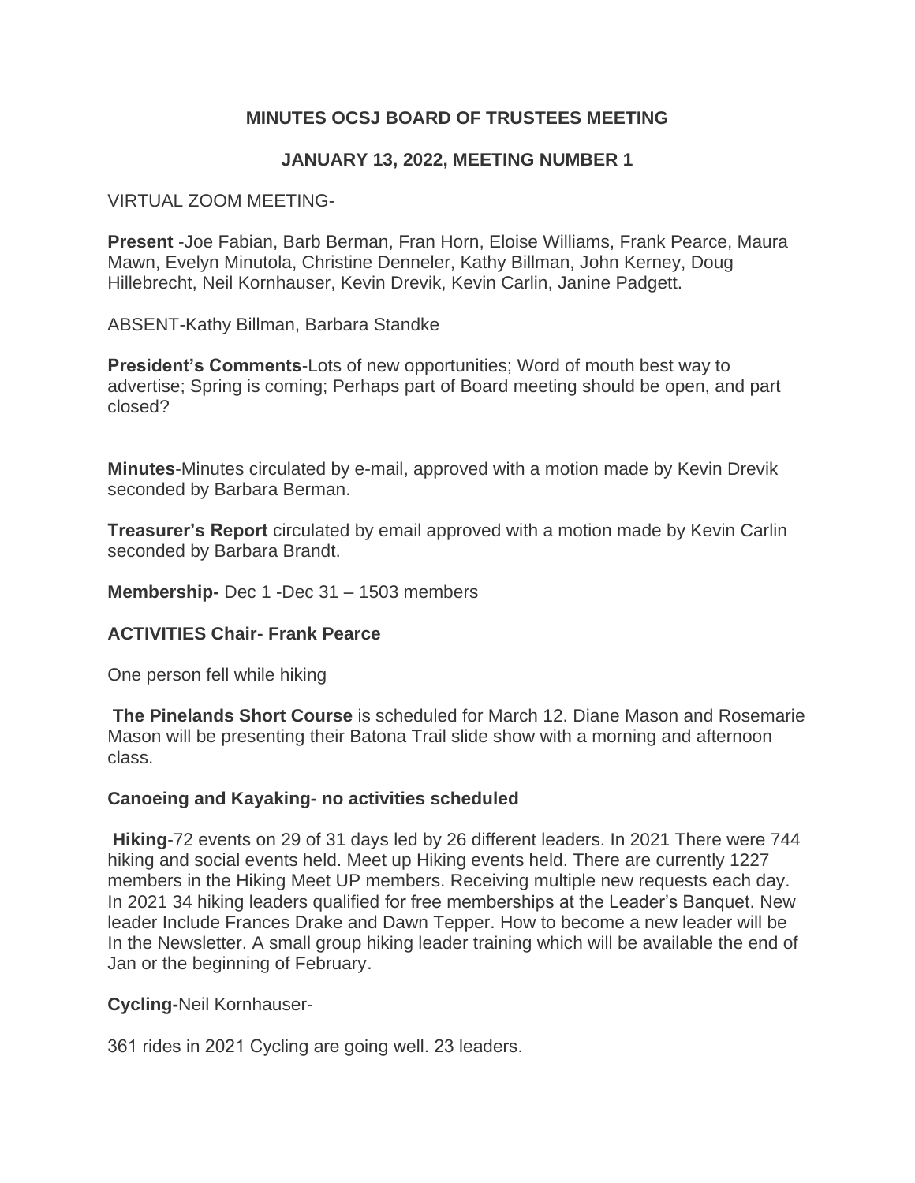**MINUTES OCSJ BOARD OF TRUSTEES MEETING**

**JANUARY 13, 2022, MEETING NUMBER 1**

VIRTUAL ZOOM MEETING-

**Present** -Joe Fabian, Barb Berman, Fran Horn, Eloise Williams, Frank Pearce, Maura Mawn, Evelyn Minutola, Christine Denneler, Kathy Billman, John Kerney, Doug Hillebrecht, Neil Kornhauser, Kevin Drevik, Kevin Carlin, Janine Padgett.

ABSENT-Kathy Billman, Barbara Standke

**President's Comments**-Lots of new opportunities; Word of mouth best way to advertise; Spring is coming; Perhaps part of Board meeting should be open, and part closed?

**Minutes**-Minutes circulated by e-mail, approved with a motion made by Kevin Drevik seconded by Barbara Berman.

**Treasurer's Report** circulated by email approved with a motion made by Kevin Carlin seconded by Barbara Brandt.

**Membership-** Dec 1 -Dec 31 – 1503 members

**ACTIVITIES Chair- Frank Pearce**

One person fell while hiking

**The Pinelands Short Course** is scheduled for March 12. Diane Mason and Rosemarie Mason will be presenting their Batona Trail slide show with a morning and afternoon class.

**Canoeing and Kayaking- no activities scheduled**

**Hiking**-72 events on 29 of 31 days led by 26 different leaders. In 2021 There were 744 hiking and social events held. Meet up Hiking events held. There are currently 1227 members in the Hiking Meet UP members. Receiving multiple new requests each day. In 2021 34 hiking leaders qualified for free memberships at the Leader's Banquet. New leader Include Frances Drake and Dawn Tepper. How to become a new leader will be In the Newsletter. A small group hiking leader training which will be available the end of Jan or the beginning of February.

**Cycling-**Neil Kornhauser-

361 rides in 2021 Cycling are going well. 23 leaders.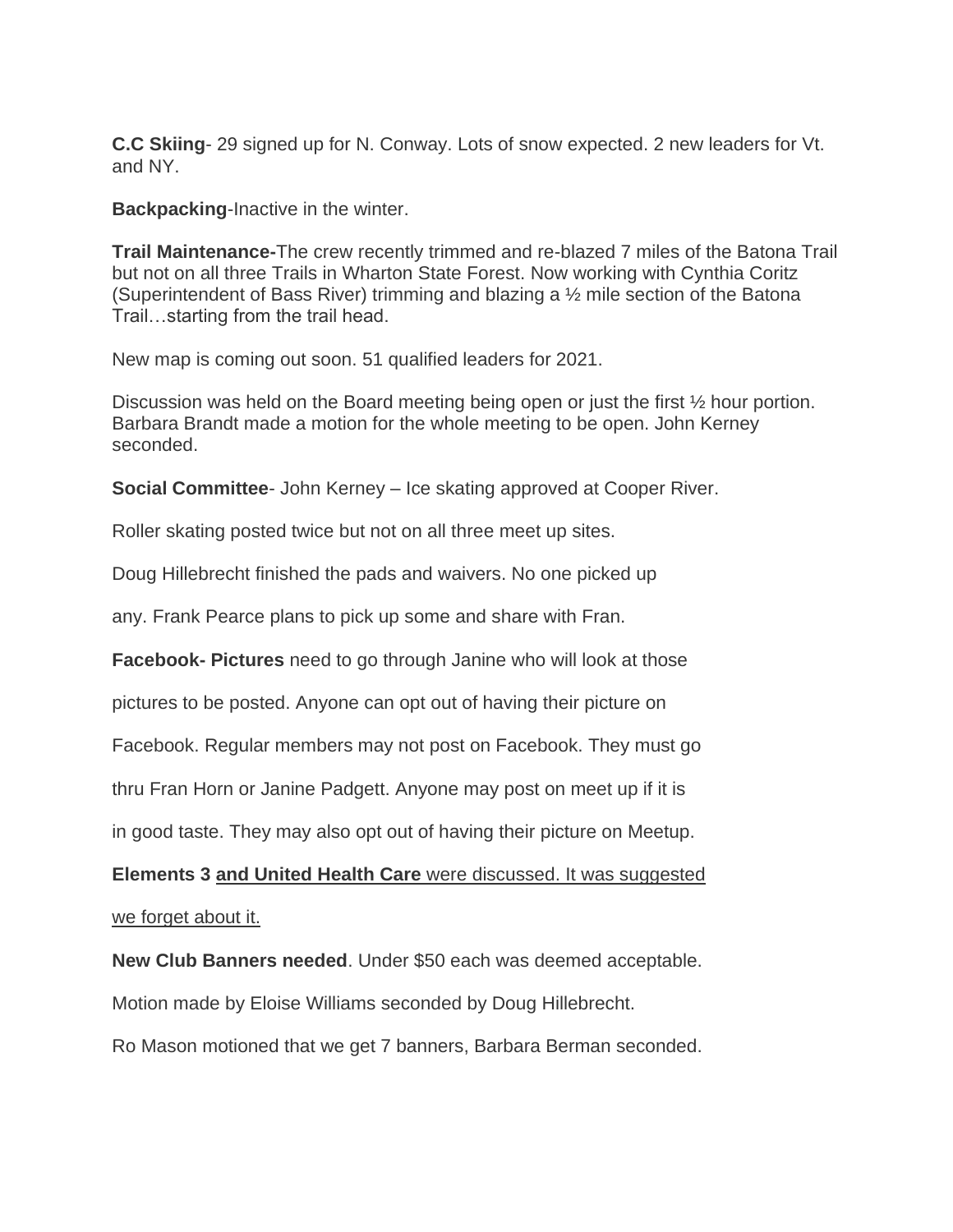**C.C Skiing**- 29 signed up for N. Conway. Lots of snow expected. 2 new leaders for Vt. and NY.

**Backpacking**-Inactive in the winter.

**Trail Maintenance-**The crew recently trimmed and re-blazed 7 miles of the Batona Trail but not on all three Trails in Wharton State Forest. Now working with Cynthia Coritz (Superintendent of Bass River) trimming and blazing a ½ mile section of the Batona Trail…starting from the trail head.

New map is coming out soon. 51 qualified leaders for 2021.

Discussion was held on the Board meeting being open or just the first ½ hour portion. Barbara Brandt made a motion for the whole meeting to be open. John Kerney seconded.

**Social Committee**- John Kerney – Ice skating approved at Cooper River.

Roller skating posted twice but not on all three meet up sites.

Doug Hillebrecht finished the pads and waivers. No one picked up

any. Frank Pearce plans to pick up some and share with Fran.

**Facebook- Pictures** need to go through Janine who will look at those

pictures to be posted. Anyone can opt out of having their picture on

Facebook. Regular members may not post on Facebook. They must go

thru Fran Horn or Janine Padgett. Anyone may post on meet up if it is

in good taste. They may also opt out of having their picture on Meetup.

**Elements 3 <u>and United Health Care</u>** <u>were discussed. It was suggested</u>

<u>we forget about it.</u>

**New Club Banners needed**. Under $50 each was deemed acceptable.

Motion made by Eloise Williams seconded by Doug Hillebrecht.

Ro Mason motioned that we get 7 banners, Barbara Berman seconded.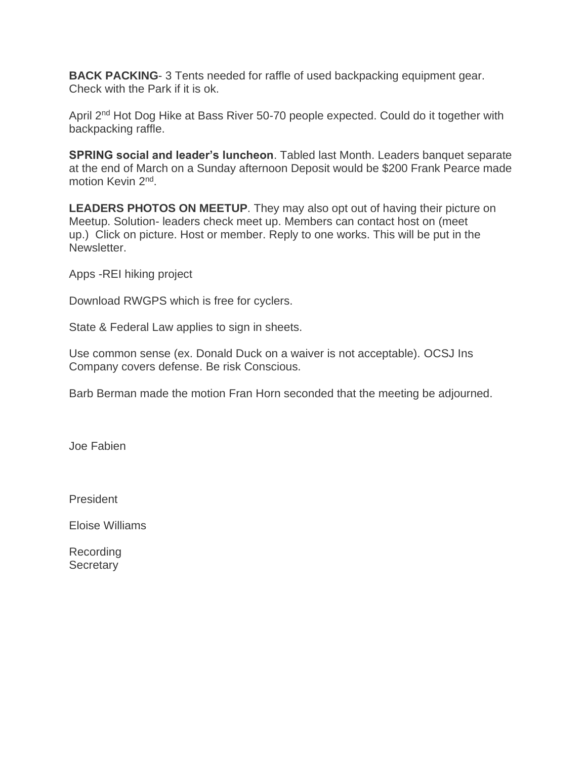**BACK PACKING**- 3 Tents needed for raffle of used backpacking equipment gear. Check with the Park if it is ok.

April 2nd Hot Dog Hike at Bass River 50-70 people expected. Could do it together with backpacking raffle.

**SPRING social and leader's luncheon**. Tabled last Month. Leaders banquet separate at the end of March on a Sunday afternoon Deposit would be $200 Frank Pearce made motion Kevin 2nd.

**LEADERS PHOTOS ON MEETUP**. They may also opt out of having their picture on Meetup. Solution- leaders check meet up. Members can contact host on (meet up.) Click on picture. Host or member. Reply to one works. This will be put in the Newsletter.

Apps -REI hiking project

Download RWGPS which is free for cyclers.

State & Federal Law applies to sign in sheets.

Use common sense (ex. Donald Duck on a waiver is not acceptable). OCSJ Ins Company covers defense. Be risk Conscious.

Barb Berman made the motion Fran Horn seconded that the meeting be adjourned.

Joe Fabien

President

Eloise Williams

Recording Secretary